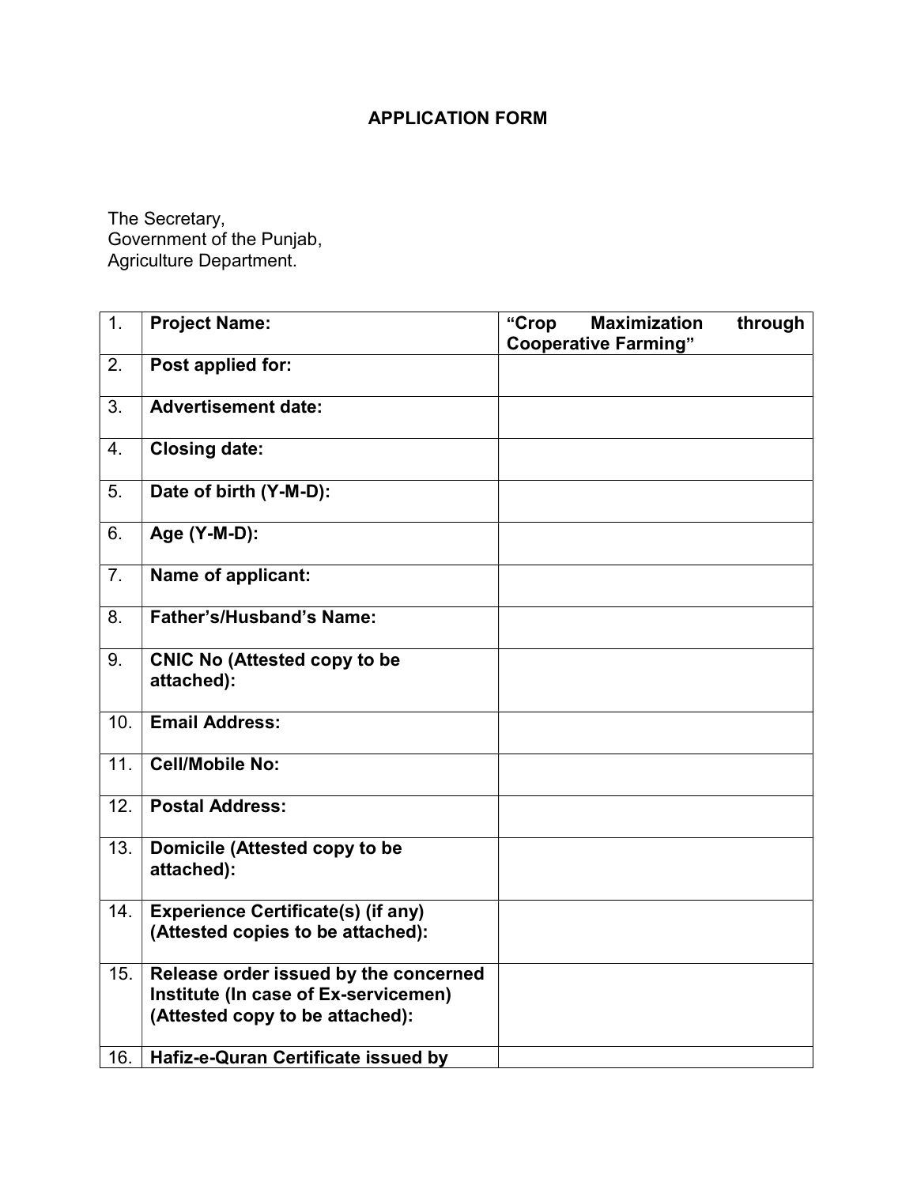# APPLICATION FORM

The Secretary,
Government of the Punjab,
Agriculture Department.

| | | |
|---|---|---|
| 1. | **Project Name:** | **"Crop Maximization through Cooperative Farming"** |
| 2. | **Post applied for:** | |
| 3. | **Advertisement date:** | |
| 4. | **Closing date:** | |
| 5. | **Date of birth (Y-M-D):** | |
| 6. | **Age (Y-M-D):** | |
| 7. | **Name of applicant:** | |
| 8. | **Father's/Husband's Name:** | |
| 9. | **CNIC No (Attested copy to be attached):** | |
| 10. | **Email Address:** | |
| 11. | **Cell/Mobile No:** | |
| 12. | **Postal Address:** | |
| 13. | **Domicile (Attested copy to be attached):** | |
| 14. | **Experience Certificate(s) (if any) (Attested copies to be attached):** | |
| 15. | **Release order issued by the concerned Institute (In case of Ex-servicemen) (Attested copy to be attached):** | |
| 16. | **Hafiz-e-Quran Certificate issued by** | |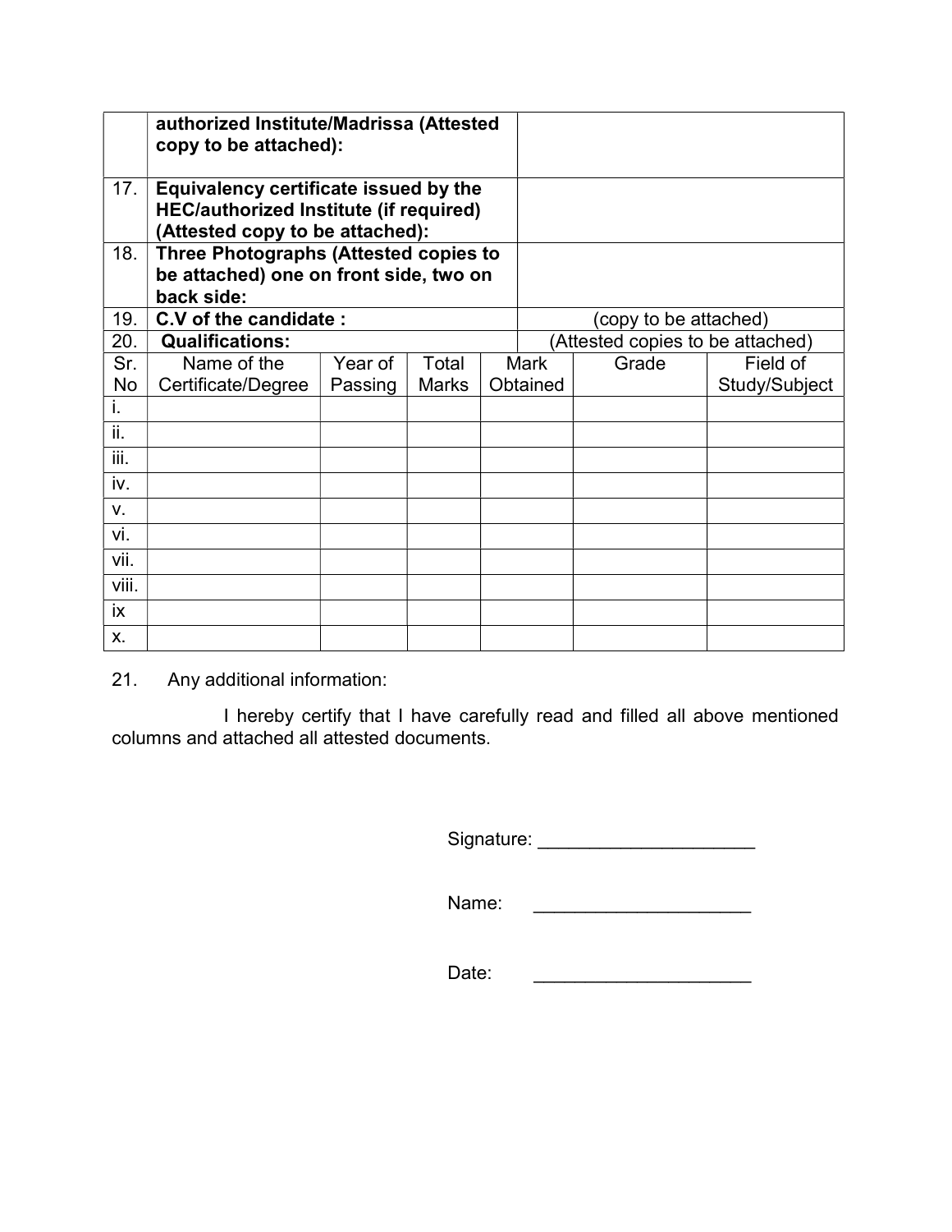| | | |
|---|---|---|
| | **authorized Institute/Madrissa (Attested copy to be attached):** | |
| 17. | **Equivalency certificate issued by the HEC/authorized Institute (if required) (Attested copy to be attached):** | |
| 18. | **Three Photographs (Attested copies to be attached) one on front side, two on back side:** | |
| 19. | **C.V of the candidate :** | (copy to be attached) |
| 20. | **Qualifications:** | (Attested copies to be attached) |

| Sr. No | Name of the Certificate/Degree | Year of Passing | Total Marks | Mark Obtained | Grade | Field of Study/Subject |
|---|---|---|---|---|---|---|
| i. | | | | | | |
| ii. | | | | | | |
| iii. | | | | | | |
| iv. | | | | | | |
| v. | | | | | | |
| vi. | | | | | | |
| vii. | | | | | | |
| viii. | | | | | | |
| ix | | | | | | |
| x. | | | | | | |

21. Any additional information:

I hereby certify that I have carefully read and filled all above mentioned columns and attached all attested documents.

Signature: _____________________

Name: _____________________

Date: _____________________